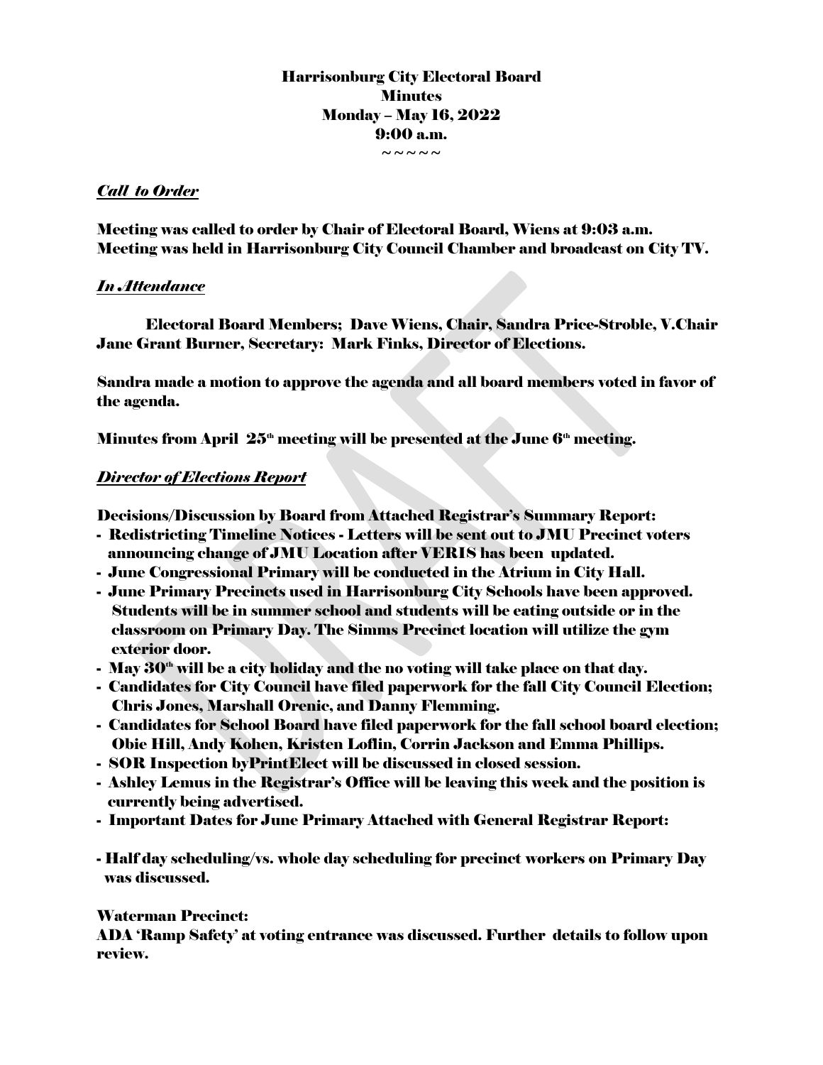# Harrisonburg City Electoral Board
## Minutes
## Monday – May 16, 2022
## 9:00 a.m.

~ ~ ~ ~ ~

***Call to Order***

**Meeting was called to order by Chair of Electoral Board, Wiens at 9:03 a.m. Meeting was held in Harrisonburg City Council Chamber and broadcast on City TV.**

***In Attendance***

**Electoral Board Members; Dave Wiens, Chair, Sandra Price-Stroble, V.Chair Jane Grant Burner, Secretary: Mark Finks, Director of Elections.**

**Sandra made a motion to approve the agenda and all board members voted in favor of the agenda.**

**Minutes from April 25th meeting will be presented at the June 6th meeting.**

***Director of Elections Report***

**Decisions/Discussion by Board from Attached Registrar's Summary Report:**

- **Redistricting Timeline Notices - Letters will be sent out to JMU Precinct voters announcing change of JMU Location after VERIS has been updated.**
- **June Congressional Primary will be conducted in the Atrium in City Hall.**
- **June Primary Precincts used in Harrisonburg City Schools have been approved. Students will be in summer school and students will be eating outside or in the classroom on Primary Day. The Simms Precinct location will utilize the gym exterior door.**
- **May 30th will be a city holiday and the no voting will take place on that day.**
- **Candidates for City Council have filed paperwork for the fall City Council Election; Chris Jones, Marshall Orenic, and Danny Flemming.**
- **Candidates for School Board have filed paperwork for the fall school board election; Obie Hill, Andy Kohen, Kristen Loflin, Corrin Jackson and Emma Phillips.**
- **SOR Inspection byPrintElect will be discussed in closed session.**
- **Ashley Lemus in the Registrar's Office will be leaving this week and the position is currently being advertised.**
- **Important Dates for June Primary Attached with General Registrar Report:**

- **Half day scheduling/vs. whole day scheduling for precinct workers on Primary Day was discussed.**

**Waterman Precinct:**
**ADA 'Ramp Safety' at voting entrance was discussed. Further details to follow upon review.**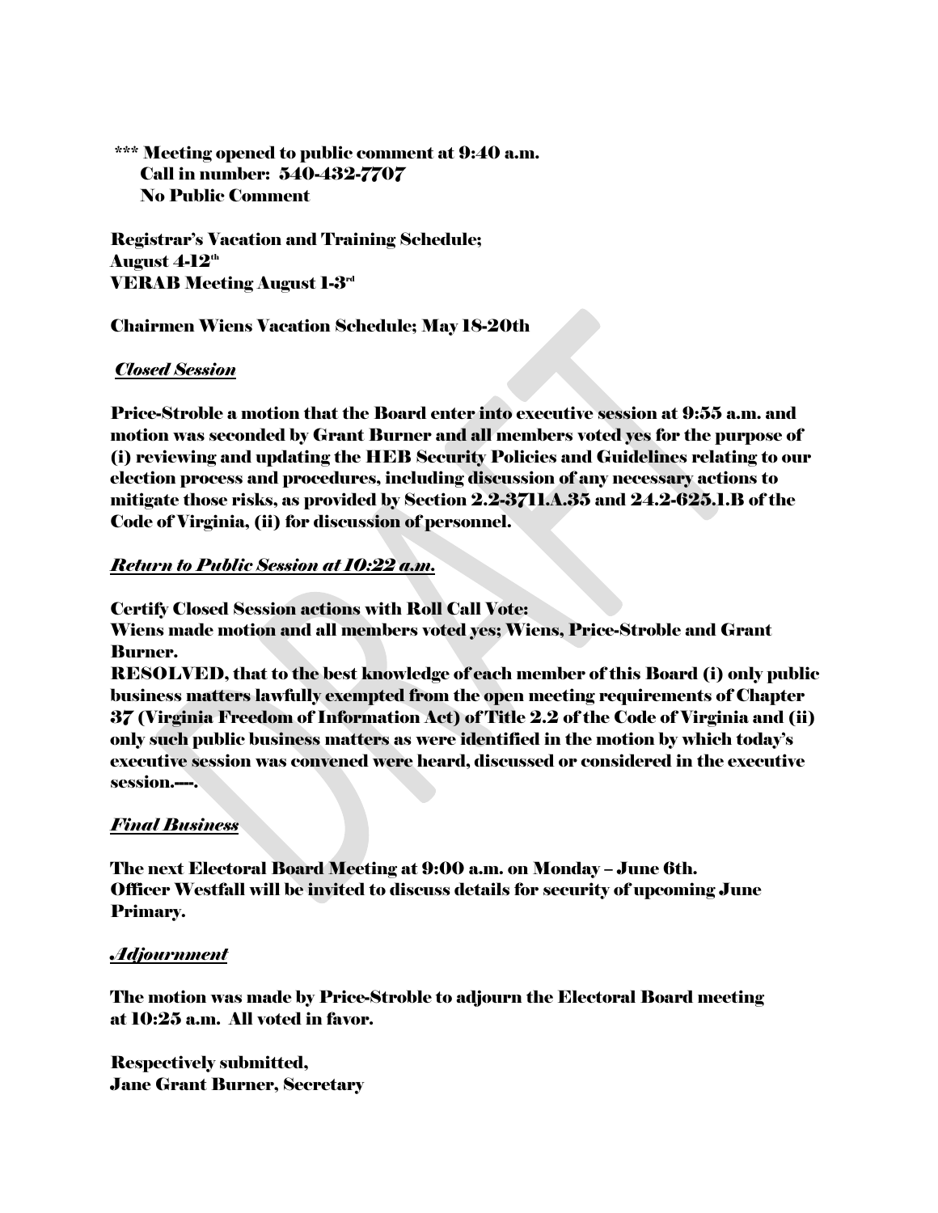**\*\*\* Meeting opened to public comment at 9:40 a.m.**
**Call in number: 540-432-7707**
**No Public Comment**

**Registrar's Vacation and Training Schedule;**
**August 4-12th**
**VERAB Meeting August 1-3rd**

**Chairmen Wiens Vacation Schedule; May 18-20th**

***Closed Session***

**Price-Stroble a motion that the Board enter into executive session at 9:55 a.m. and motion was seconded by Grant Burner and all members voted yes for the purpose of (i) reviewing and updating the HEB Security Policies and Guidelines relating to our election process and procedures, including discussion of any necessary actions to mitigate those risks, as provided by Section 2.2-3711.A.35 and 24.2-625.1.B of the Code of Virginia, (ii) for discussion of personnel.**

***Return to Public Session at 10:22 a.m.***

**Certify Closed Session actions with Roll Call Vote:**
**Wiens made motion and all members voted yes; Wiens, Price-Stroble and Grant Burner.**
**RESOLVED, that to the best knowledge of each member of this Board (i) only public business matters lawfully exempted from the open meeting requirements of Chapter 37 (Virginia Freedom of Information Act) of Title 2.2 of the Code of Virginia and (ii) only such public business matters as were identified in the motion by which today's executive session was convened were heard, discussed or considered in the executive session.----.**

***Final Business***

**The next Electoral Board Meeting at 9:00 a.m. on Monday – June 6th.**
**Officer Westfall will be invited to discuss details for security of upcoming June Primary.**

***Adjournment***

**The motion was made by Price-Stroble to adjourn the Electoral Board meeting at 10:25 a.m. All voted in favor.**

**Respectively submitted,**
**Jane Grant Burner, Secretary**